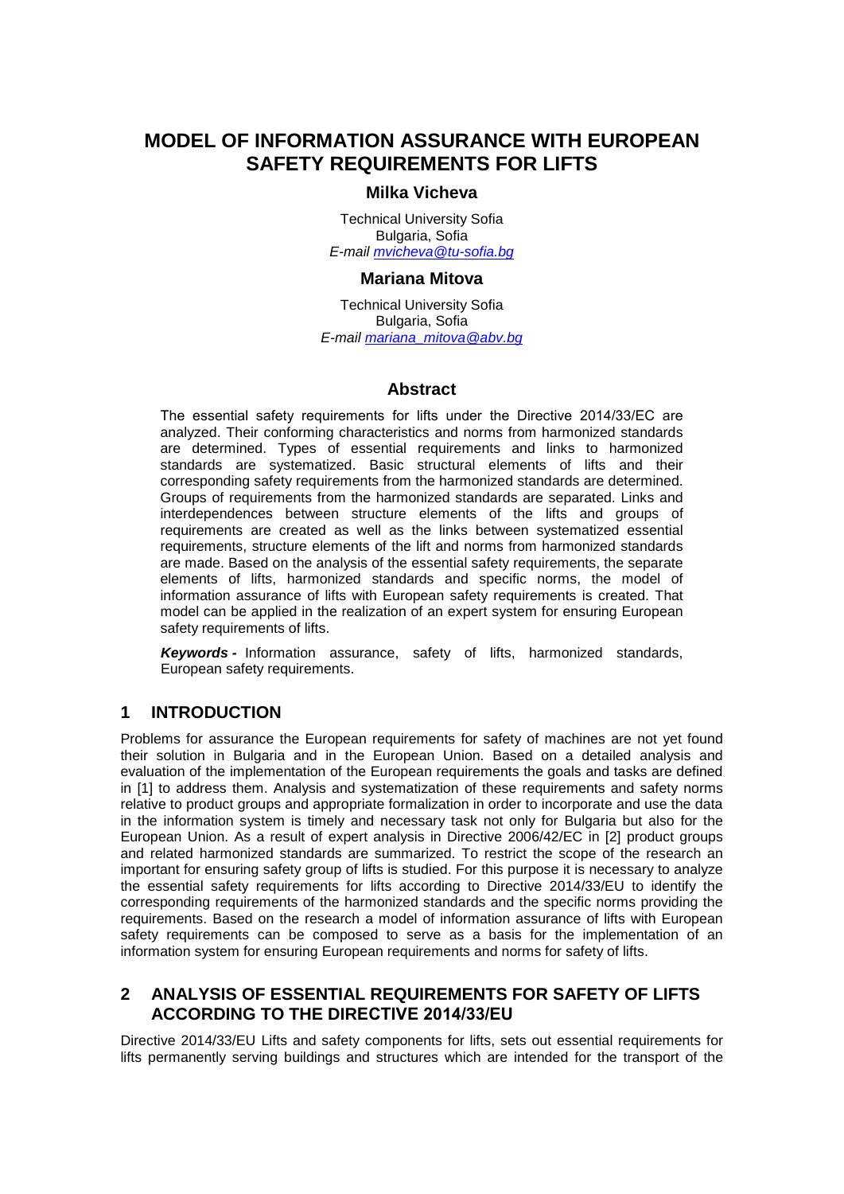# MODEL OF INFORMATION ASSURANCE WITH EUROPEAN SAFETY REQUIREMENTS FOR LIFTS

**Milka Vicheva**

Technical University Sofia
Bulgaria, Sofia
*E-mail mvicheva@tu-sofia.bg*

**Mariana Mitova**

Technical University Sofia
Bulgaria, Sofia
*E-mail mariana_mitova@abv.bg*

## Abstract

The essential safety requirements for lifts under the Directive 2014/33/EC are analyzed. Their conforming characteristics and norms from harmonized standards are determined. Types of essential requirements and links to harmonized standards are systematized. Basic structural elements of lifts and their corresponding safety requirements from the harmonized standards are determined. Groups of requirements from the harmonized standards are separated. Links and interdependences between structure elements of the lifts and groups of requirements are created as well as the links between systematized essential requirements, structure elements of the lift and norms from harmonized standards are made. Based on the analysis of the essential safety requirements, the separate elements of lifts, harmonized standards and specific norms, the model of information assurance of lifts with European safety requirements is created. That model can be applied in the realization of an expert system for ensuring European safety requirements of lifts.

***Keywords -*** Information assurance, safety of lifts, harmonized standards, European safety requirements.

## 1 INTRODUCTION

Problems for assurance the European requirements for safety of machines are not yet found their solution in Bulgaria and in the European Union. Based on a detailed analysis and evaluation of the implementation of the European requirements the goals and tasks are defined in [1] to address them. Analysis and systematization of these requirements and safety norms relative to product groups and appropriate formalization in order to incorporate and use the data in the information system is timely and necessary task not only for Bulgaria but also for the European Union. As a result of expert analysis in Directive 2006/42/EC in [2] product groups and related harmonized standards are summarized. To restrict the scope of the research an important for ensuring safety group of lifts is studied. For this purpose it is necessary to analyze the essential safety requirements for lifts according to Directive 2014/33/EU to identify the corresponding requirements of the harmonized standards and the specific norms providing the requirements. Based on the research a model of information assurance of lifts with European safety requirements can be composed to serve as a basis for the implementation of an information system for ensuring European requirements and norms for safety of lifts.

## 2 ANALYSIS OF ESSENTIAL REQUIREMENTS FOR SAFETY OF LIFTS ACCORDING TO THE DIRECTIVE 2014/33/EU

Directive 2014/33/EU Lifts and safety components for lifts, sets out essential requirements for lifts permanently serving buildings and structures which are intended for the transport of the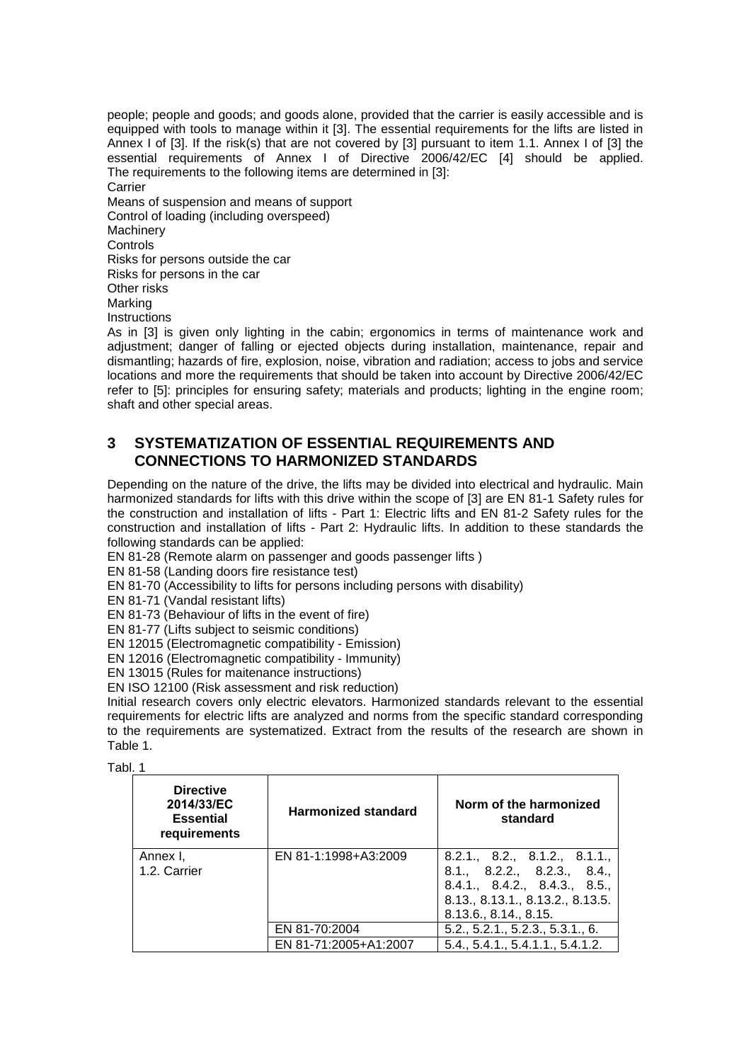people; people and goods; and goods alone, provided that the carrier is easily accessible and is equipped with tools to manage within it [3]. The essential requirements for the lifts are listed in Annex I of [3]. If the risk(s) that are not covered by [3] pursuant to item 1.1. Annex I of [3] the essential requirements of Annex I of Directive 2006/42/EC [4] should be applied. The requirements to the following items are determined in [3]:

Carrier
Means of suspension and means of support
Control of loading (including overspeed)
Machinery
Controls
Risks for persons outside the car
Risks for persons in the car
Other risks
Marking
Instructions

As in [3] is given only lighting in the cabin; ergonomics in terms of maintenance work and adjustment; danger of falling or ejected objects during installation, maintenance, repair and dismantling; hazards of fire, explosion, noise, vibration and radiation; access to jobs and service locations and more the requirements that should be taken into account by Directive 2006/42/EC refer to [5]: principles for ensuring safety; materials and products; lighting in the engine room; shaft and other special areas.

## 3 SYSTEMATIZATION OF ESSENTIAL REQUIREMENTS AND CONNECTIONS TO HARMONIZED STANDARDS

Depending on the nature of the drive, the lifts may be divided into electrical and hydraulic. Main harmonized standards for lifts with this drive within the scope of [3] are EN 81-1 Safety rules for the construction and installation of lifts - Part 1: Electric lifts and EN 81-2 Safety rules for the construction and installation of lifts - Part 2: Hydraulic lifts. In addition to these standards the following standards can be applied:

EN 81-28 (Remote alarm on passenger and goods passenger lifts )
EN 81-58 (Landing doors fire resistance test)
EN 81-70 (Accessibility to lifts for persons including persons with disability)
EN 81-71 (Vandal resistant lifts)
EN 81-73 (Behaviour of lifts in the event of fire)
EN 81-77 (Lifts subject to seismic conditions)
EN 12015 (Electromagnetic compatibility - Emission)
EN 12016 (Electromagnetic compatibility - Immunity)
EN 13015 (Rules for maitenance instructions)
EN ISO 12100 (Risk assessment and risk reduction)

Initial research covers only electric elevators. Harmonized standards relevant to the essential requirements for electric lifts are analyzed and norms from the specific standard corresponding to the requirements are systematized. Extract from the results of the research are shown in Table 1.

Tabl. 1

| Directive 2014/33/EC Essential requirements | Harmonized standard | Norm of the harmonized standard |
|---|---|---|
| Annex I, 1.2. Carrier | EN 81-1:1998+A3:2009 | 8.2.1., 8.2., 8.1.2., 8.1.1., 8.1., 8.2.2., 8.2.3., 8.4., 8.4.1., 8.4.2., 8.4.3., 8.5., 8.13., 8.13.1., 8.13.2., 8.13.5. 8.13.6., 8.14., 8.15. |
| | EN 81-70:2004 | 5.2., 5.2.1., 5.2.3., 5.3.1., 6. |
| | EN 81-71:2005+A1:2007 | 5.4., 5.4.1., 5.4.1.1., 5.4.1.2. |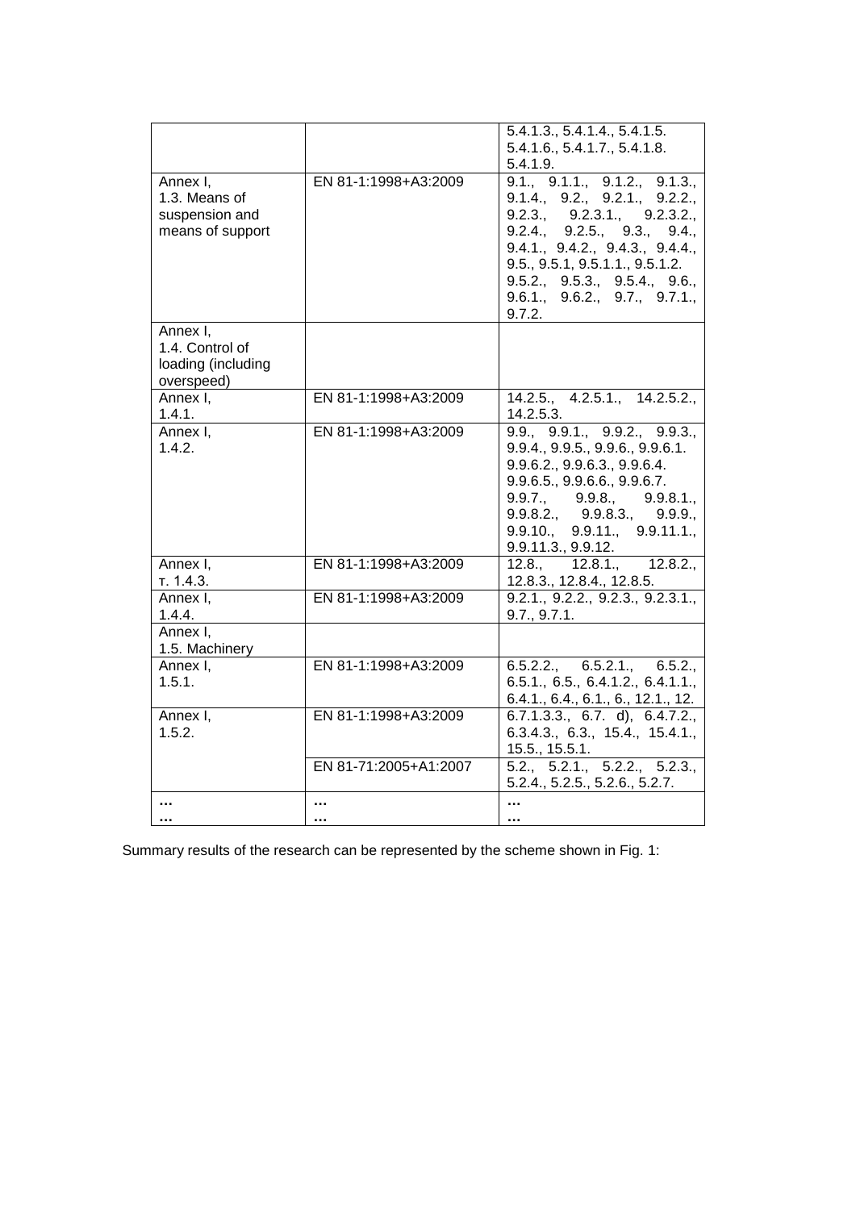| | | |
|---|---|---|
| | | 5.4.1.3., 5.4.1.4., 5.4.1.5. 5.4.1.6., 5.4.1.7., 5.4.1.8. 5.4.1.9. |
| Annex I, 1.3. Means of suspension and means of support | EN 81-1:1998+A3:2009 | 9.1., 9.1.1., 9.1.2., 9.1.3., 9.1.4., 9.2., 9.2.1., 9.2.2., 9.2.3., 9.2.3.1., 9.2.3.2., 9.2.4., 9.2.5., 9.3., 9.4., 9.4.1., 9.4.2., 9.4.3., 9.4.4., 9.5., 9.5.1, 9.5.1.1., 9.5.1.2. 9.5.2., 9.5.3., 9.5.4., 9.6., 9.6.1., 9.6.2., 9.7., 9.7.1., 9.7.2. |
| Annex I, 1.4. Control of loading (including overspeed) | | |
| Annex I, 1.4.1. | EN 81-1:1998+A3:2009 | 14.2.5., 4.2.5.1., 14.2.5.2., 14.2.5.3. |
| Annex I, 1.4.2. | EN 81-1:1998+A3:2009 | 9.9., 9.9.1., 9.9.2., 9.9.3., 9.9.4., 9.9.5., 9.9.6., 9.9.6.1. 9.9.6.2., 9.9.6.3., 9.9.6.4. 9.9.6.5., 9.9.6.6., 9.9.6.7. 9.9.7., 9.9.8., 9.9.8.1., 9.9.8.2., 9.9.8.3., 9.9.9., 9.9.10., 9.9.11., 9.9.11.1., 9.9.11.3., 9.9.12. |
| Annex I, т. 1.4.3. | EN 81-1:1998+A3:2009 | 12.8., 12.8.1., 12.8.2., 12.8.3., 12.8.4., 12.8.5. |
| Annex I, 1.4.4. | EN 81-1:1998+A3:2009 | 9.2.1., 9.2.2., 9.2.3., 9.2.3.1., 9.7., 9.7.1. |
| Annex I, 1.5. Machinery | | |
| Annex I, 1.5.1. | EN 81-1:1998+A3:2009 | 6.5.2.2., 6.5.2.1., 6.5.2., 6.5.1., 6.5., 6.4.1.2., 6.4.1.1., 6.4.1., 6.4., 6.1., 6., 12.1., 12. |
| Annex I, 1.5.2. | EN 81-1:1998+A3:2009 | 6.7.1.3.3., 6.7. d), 6.4.7.2., 6.3.4.3., 6.3., 15.4., 15.4.1., 15.5., 15.5.1. |
| | EN 81-71:2005+A1:2007 | 5.2., 5.2.1., 5.2.2., 5.2.3., 5.2.4., 5.2.5., 5.2.6., 5.2.7. |
| … … | … … | … … |

Summary results of the research can be represented by the scheme shown in Fig. 1: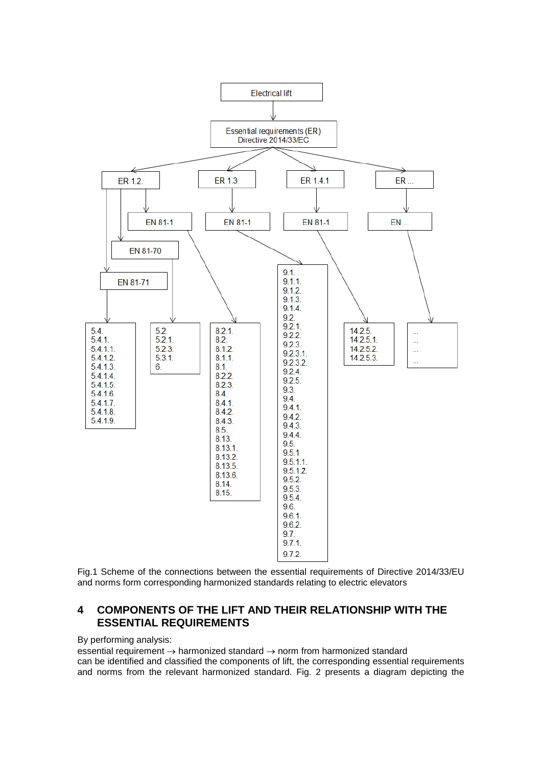Electrical lift

- Essential requirements (ER) Directive 2014/33/EC
  - ER 1.2.
    - EN 81-1: 8.2.1., 8.2., 8.1.2., 8.1.1., 8.1., 8.2.2., 8.2.3., 8.4., 8.4.1., 8.4.2., 8.4.3., 8.5., 8.13., 8.13.1., 8.13.2., 8.13.5., 8.13.6., 8.14., 8.15.
    - EN 81-70: 5.2., 5.2.1., 5.2.3., 5.3.1., 6.
    - EN 81-71: 5.4., 5.4.1., 5.4.1.1., 5.4.1.2., 5.4.1.3., 5.4.1.4., 5.4.1.5., 5.4.1.6., 5.4.1.7., 5.4.1.8., 5.4.1.9.
  - ER 1.3.
    - EN 81-1: 9.1., 9.1.1., 9.1.2., 9.1.3., 9.1.4., 9.2., 9.2.1., 9.2.2., 9.2.3., 9.2.3.1., 9.2.3.2., 9.2.4., 9.2.5., 9.3., 9.4., 9.4.1., 9.4.2., 9.4.3., 9.4.4., 9.5., 9.5.1, 9.5.1.1., 9.5.1.2., 9.5.2., 9.5.3., 9.5.4., 9.6., 9.6.1., 9.6.2., 9.7., 9.7.1., 9.7.2.
  - ER 1.4.1
    - EN 81-1: 14.2.5., 14.2.5.1., 14.2.5.2., 14.2.5.3.
  - ER ...
    - EN ...: ..., ..., ..., ...

Fig.1 Scheme of the connections between the essential requirements of Directive 2014/33/EU and norms form corresponding harmonized standards relating to electric elevators

## 4 COMPONENTS OF THE LIFT AND THEIR RELATIONSHIP WITH THE ESSENTIAL REQUIREMENTS

By performing analysis:
essential requirement → harmonized standard → norm from harmonized standard
can be identified and classified the components of lift, the corresponding essential requirements and norms from the relevant harmonized standard. Fig. 2 presents a diagram depicting the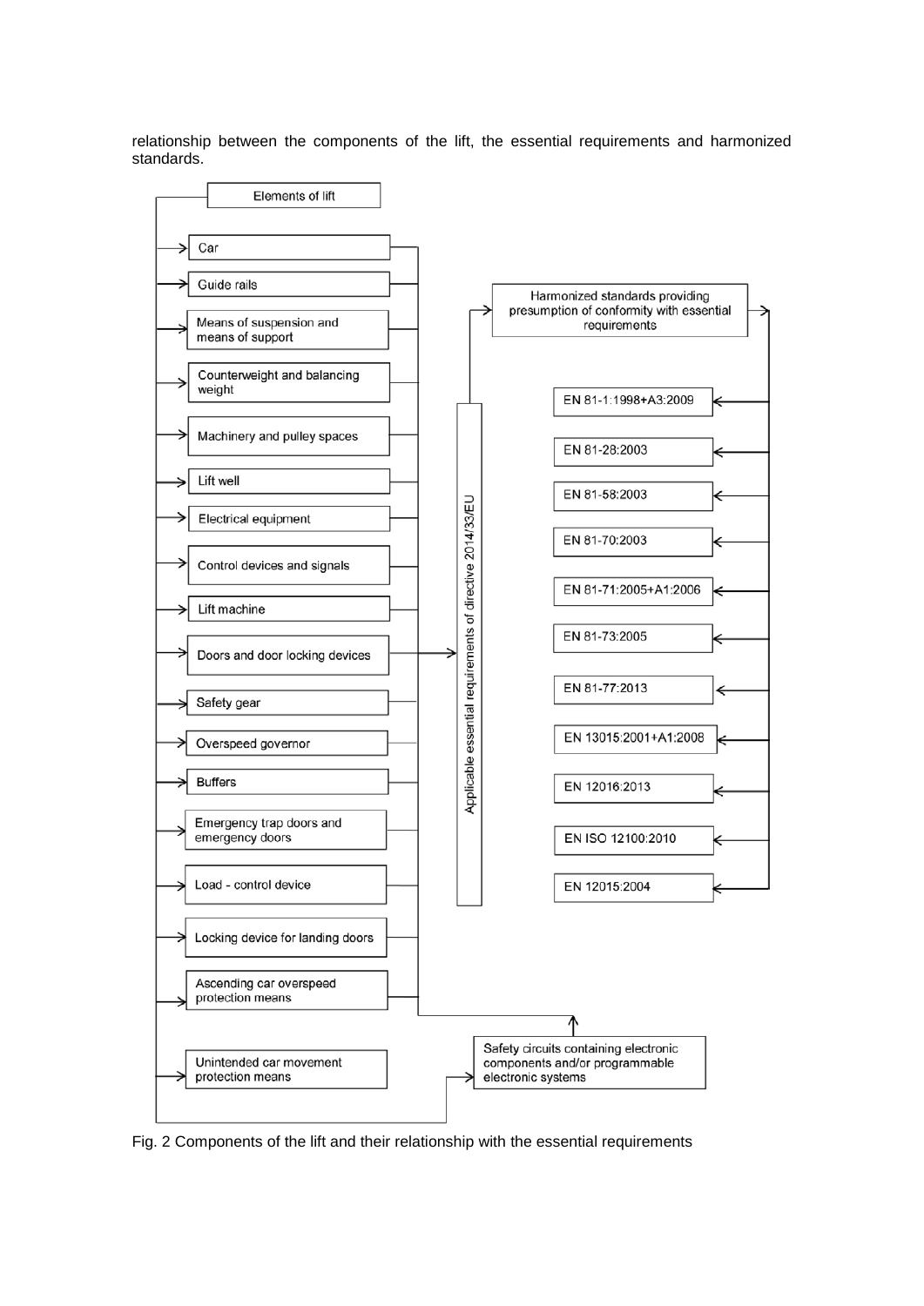relationship between the components of the lift, the essential requirements and harmonized standards.

Elements of lift

- Car
- Guide rails
- Means of suspension and means of support
- Counterweight and balancing weight
- Machinery and pulley spaces
- Lift well
- Electrical equipment
- Control devices and signals
- Lift machine
- Doors and door locking devices
- Safety gear
- Overspeed governor
- Buffers
- Emergency trap doors and emergency doors
- Load - control device
- Locking device for landing doors
- Ascending car overspeed protection means
- Unintended car movement protection means

Applicable essential requirements of directive 2014/33/EU

Harmonized standards providing presumption of conformity with essential requirements

- EN 81-1:1998+A3:2009
- EN 81-28:2003
- EN 81-58:2003
- EN 81-70:2003
- EN 81-71:2005+A1:2006
- EN 81-73:2005
- EN 81-77:2013
- EN 13015:2001+A1:2008
- EN 12016:2013
- EN ISO 12100:2010
- EN 12015:2004

Safety circuits containing electronic components and/or programmable electronic systems

Fig. 2 Components of the lift and their relationship with the essential requirements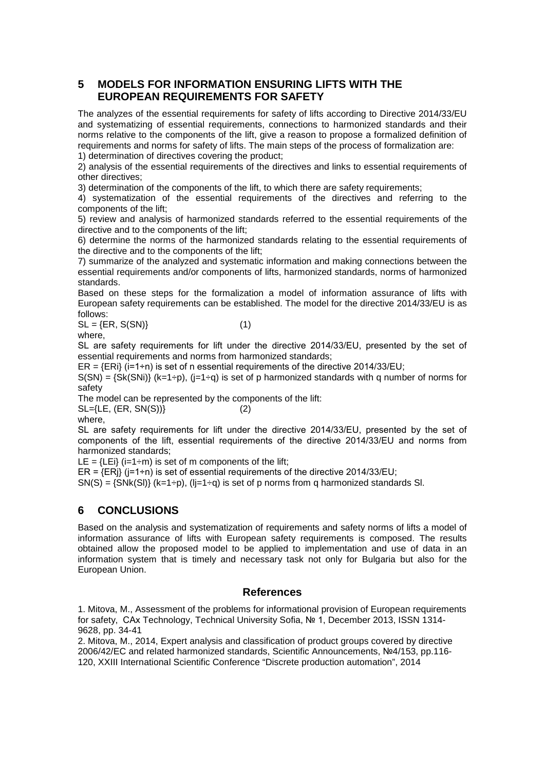## 5 MODELS FOR INFORMATION ENSURING LIFTS WITH THE EUROPEAN REQUIREMENTS FOR SAFETY

The analyzes of the essential requirements for safety of lifts according to Directive 2014/33/EU and systematizing of essential requirements, connections to harmonized standards and their norms relative to the components of the lift, give a reason to propose a formalized definition of requirements and norms for safety of lifts. The main steps of the process of formalization are:

1) determination of directives covering the product;

2) analysis of the essential requirements of the directives and links to essential requirements of other directives;

3) determination of the components of the lift, to which there are safety requirements;

4) systematization of the essential requirements of the directives and referring to the components of the lift;

5) review and analysis of harmonized standards referred to the essential requirements of the directive and to the components of the lift;

6) determine the norms of the harmonized standards relating to the essential requirements of the directive and to the components of the lift;

7) summarize of the analyzed and systematic information and making connections between the essential requirements and/or components of lifts, harmonized standards, norms of harmonized standards.

Based on these steps for the formalization a model of information assurance of lifts with European safety requirements can be established. The model for the directive 2014/33/EU is as follows:

$$SL = \{ER, S(SN)\} \qquad (1)$$

where,

SL are safety requirements for lift under the directive 2014/33/EU, presented by the set of essential requirements and norms from harmonized standards;

$ER = \{ER_i\}$ ($i=1 \div n$) is set of n essential requirements of the directive 2014/33/EU;

$S(SN) = \{S_k(SN_i)\}$ ($k=1 \div p$), ($j=1 \div q$) is set of p harmonized standards with q number of norms for safety

The model can be represented by the components of the lift:

$$SL=\{LE, (ER, SN(S))\} \qquad (2)$$

where,

SL are safety requirements for lift under the directive 2014/33/EU, presented by the set of components of the lift, essential requirements of the directive 2014/33/EU and norms from harmonized standards;

$LE = \{LE_i\}$ ($i=1 \div m$) is set of m components of the lift;

$ER = \{ER_j\}$ ($j=1 \div n$) is set of essential requirements of the directive 2014/33/EU;

$SN(S) = \{SN_k(S_l)\}$ ($k=1 \div p$), ($lj=1 \div q$) is set of p norms from q harmonized standards Sl.

## 6 CONCLUSIONS

Based on the analysis and systematization of requirements and safety norms of lifts a model of information assurance of lifts with European safety requirements is composed. The results obtained allow the proposed model to be applied to implementation and use of data in an information system that is timely and necessary task not only for Bulgaria but also for the European Union.

### References

1. Mitova, M., Assessment of the problems for informational provision of European requirements for safety, CAx Technology, Technical University Sofia, № 1, December 2013, ISSN 1314-9628, pp. 34-41

2. Mitova, M., 2014, Expert analysis and classification of product groups covered by directive 2006/42/EC and related harmonized standards, Scientific Announcements, №4/153, pp.116-120, XXIII International Scientific Conference "Discrete production automation", 2014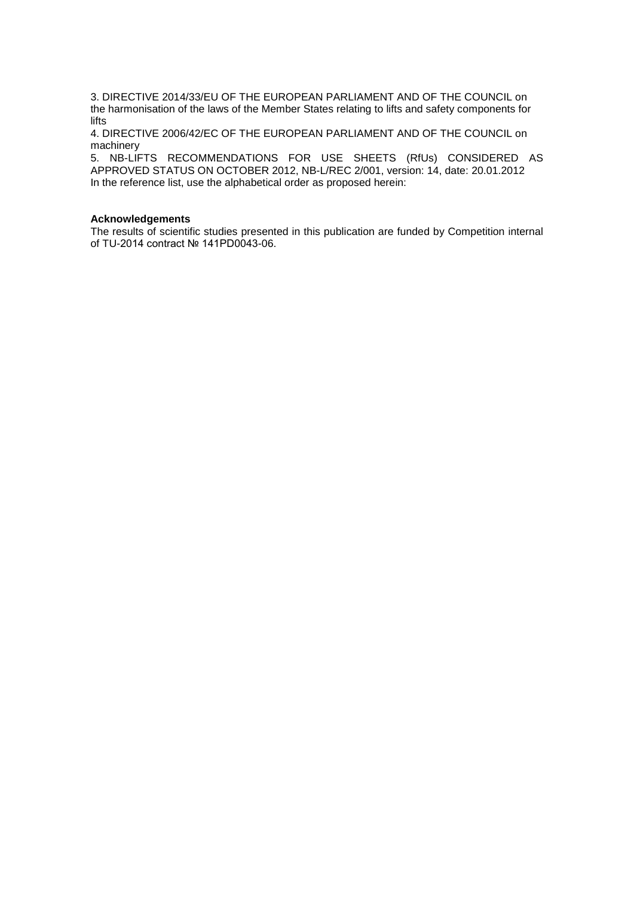3. DIRECTIVE 2014/33/EU OF THE EUROPEAN PARLIAMENT AND OF THE COUNCIL on the harmonisation of the laws of the Member States relating to lifts and safety components for lifts

4. DIRECTIVE 2006/42/EC OF THE EUROPEAN PARLIAMENT AND OF THE COUNCIL on machinery

5. NB-LIFTS RECOMMENDATIONS FOR USE SHEETS (RfUs) CONSIDERED AS APPROVED STATUS ON OCTOBER 2012, NB-L/REC 2/001, version: 14, date: 20.01.2012

In the reference list, use the alphabetical order as proposed herein:

**Acknowledgements**

The results of scientific studies presented in this publication are funded by Competition internal of TU-2014 contract № 141PD0043-06.